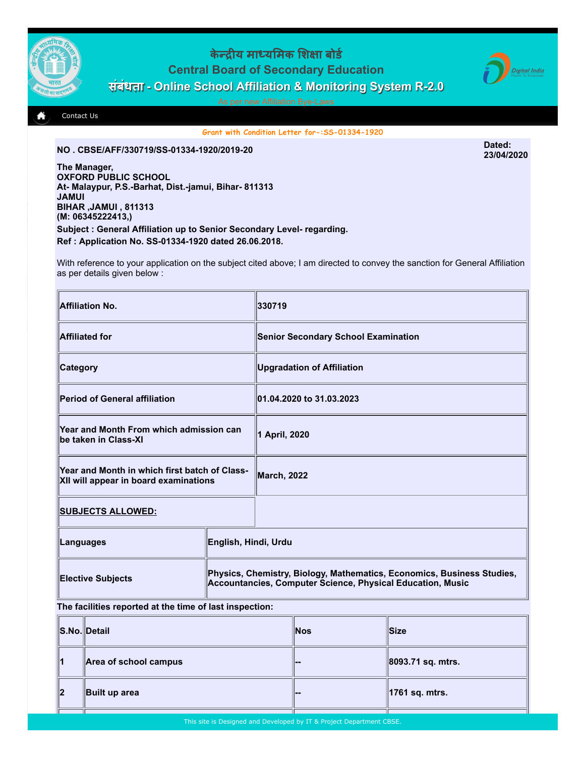# केन्द्रीय माध्यमिक शिक्षा बोर्ड

## Central Board of Secondary Education

## संबंधता - Online School Affiliation & Monitoring System R-2.0

As per new Affiliation Bye-Laws

Contact Us

**Grant with Condition Letter for-:SS-01334-1920**

**NO . CBSE/AFF/330719/SS-01334-1920/2019-20**

**Dated: 23/04/2020**

**The Manager,**
**OXFORD PUBLIC SCHOOL**
**At- Malaypur, P.S.-Barhat, Dist.-jamui, Bihar- 811313**
**JAMUI**
**BIHAR ,JAMUI , 811313**
**(M: 06345222413,)**

**Subject : General Affiliation up to Senior Secondary Level- regarding.**

**Ref : Application No. SS-01334-1920 dated 26.06.2018.**

With reference to your application on the subject cited above; I am directed to convey the sanction for General Affiliation as per details given below :

| | |
|---|---|
| **Affiliation No.** | **330719** |
| **Affiliated for** | **Senior Secondary School Examination** |
| **Category** | **Upgradation of Affiliation** |
| **Period of General affiliation** | **01.04.2020 to 31.03.2023** |
| **Year and Month From which admission can be taken in Class-XI** | **1 April, 2020** |
| **Year and Month in which first batch of Class-XII will appear in board examinations** | **March, 2022** |
| **SUBJECTS ALLOWED:** | |
| **Languages** | **English, Hindi, Urdu** |
| **Elective Subjects** | **Physics, Chemistry, Biology, Mathematics, Economics, Business Studies, Accountancies, Computer Science, Physical Education, Music** |

**The facilities reported at the time of last inspection:**

| S.No. | Detail | Nos | Size |
|---|---|---|---|
| 1 | Area of school campus | -- | 8093.71 sq. mtrs. |
| 2 | Built up area | -- | 1761 sq. mtrs. |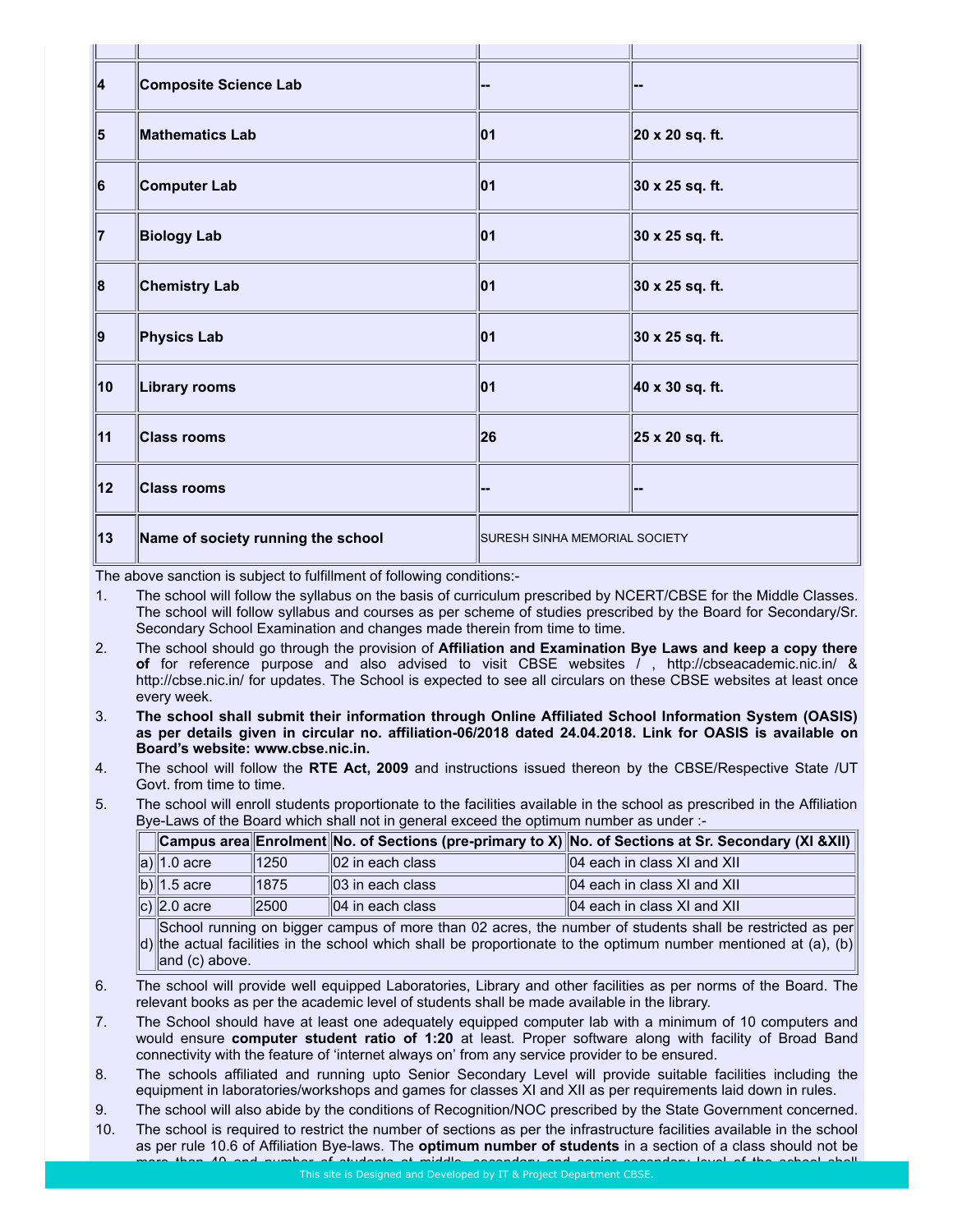| | | | |
|---|---|---|---|
| **4** | **Composite Science Lab** | **--** | **--** |
| **5** | **Mathematics Lab** | **01** | **20 x 20 sq. ft.** |
| **6** | **Computer Lab** | **01** | **30 x 25 sq. ft.** |
| **7** | **Biology Lab** | **01** | **30 x 25 sq. ft.** |
| **8** | **Chemistry Lab** | **01** | **30 x 25 sq. ft.** |
| **9** | **Physics Lab** | **01** | **30 x 25 sq. ft.** |
| **10** | **Library rooms** | **01** | **40 x 30 sq. ft.** |
| **11** | **Class rooms** | **26** | **25 x 20 sq. ft.** |
| **12** | **Class rooms** | **--** | **--** |
| **13** | **Name of society running the school** | SURESH SINHA MEMORIAL SOCIETY | |

The above sanction is subject to fulfillment of following conditions:-

1. The school will follow the syllabus on the basis of curriculum prescribed by NCERT/CBSE for the Middle Classes. The school will follow syllabus and courses as per scheme of studies prescribed by the Board for Secondary/Sr. Secondary School Examination and changes made therein from time to time.
2. The school should go through the provision of **Affiliation and Examination Bye Laws and keep a copy there of** for reference purpose and also advised to visit CBSE websites / , http://cbseacademic.nic.in/ & http://cbse.nic.in/ for updates. The School is expected to see all circulars on these CBSE websites at least once every week.
3. **The school shall submit their information through Online Affiliated School Information System (OASIS) as per details given in circular no. affiliation-06/2018 dated 24.04.2018. Link for OASIS is available on Board's website: www.cbse.nic.in.**
4. The school will follow the **RTE Act, 2009** and instructions issued thereon by the CBSE/Respective State /UT Govt. from time to time.
5. The school will enroll students proportionate to the facilities available in the school as prescribed in the Affiliation Bye-Laws of the Board which shall not in general exceed the optimum number as under :-

| | Campus area | Enrolment | No. of Sections (pre-primary to X) | No. of Sections at Sr. Secondary (XI &XII) |
|---|---|---|---|---|
| a) | 1.0 acre | 1250 | 02 in each class | 04 each in class XI and XII |
| b) | 1.5 acre | 1875 | 03 in each class | 04 each in class XI and XII |
| c) | 2.0 acre | 2500 | 04 in each class | 04 each in class XI and XII |
| d) | School running on bigger campus of more than 02 acres, the number of students shall be restricted as per the actual facilities in the school which shall be proportionate to the optimum number mentioned at (a), (b) and (c) above. | | | |

6. The school will provide well equipped Laboratories, Library and other facilities as per norms of the Board. The relevant books as per the academic level of students shall be made available in the library.
7. The School should have at least one adequately equipped computer lab with a minimum of 10 computers and would ensure **computer student ratio of 1:20** at least. Proper software along with facility of Broad Band connectivity with the feature of 'internet always on' from any service provider to be ensured.
8. The schools affiliated and running upto Senior Secondary Level will provide suitable facilities including the equipment in laboratories/workshops and games for classes XI and XII as per requirements laid down in rules.
9. The school will also abide by the conditions of Recognition/NOC prescribed by the State Government concerned.
10. The school is required to restrict the number of sections as per the infrastructure facilities available in the school as per rule 10.6 of Affiliation Bye-laws. The **optimum number of students** in a section of a class should not be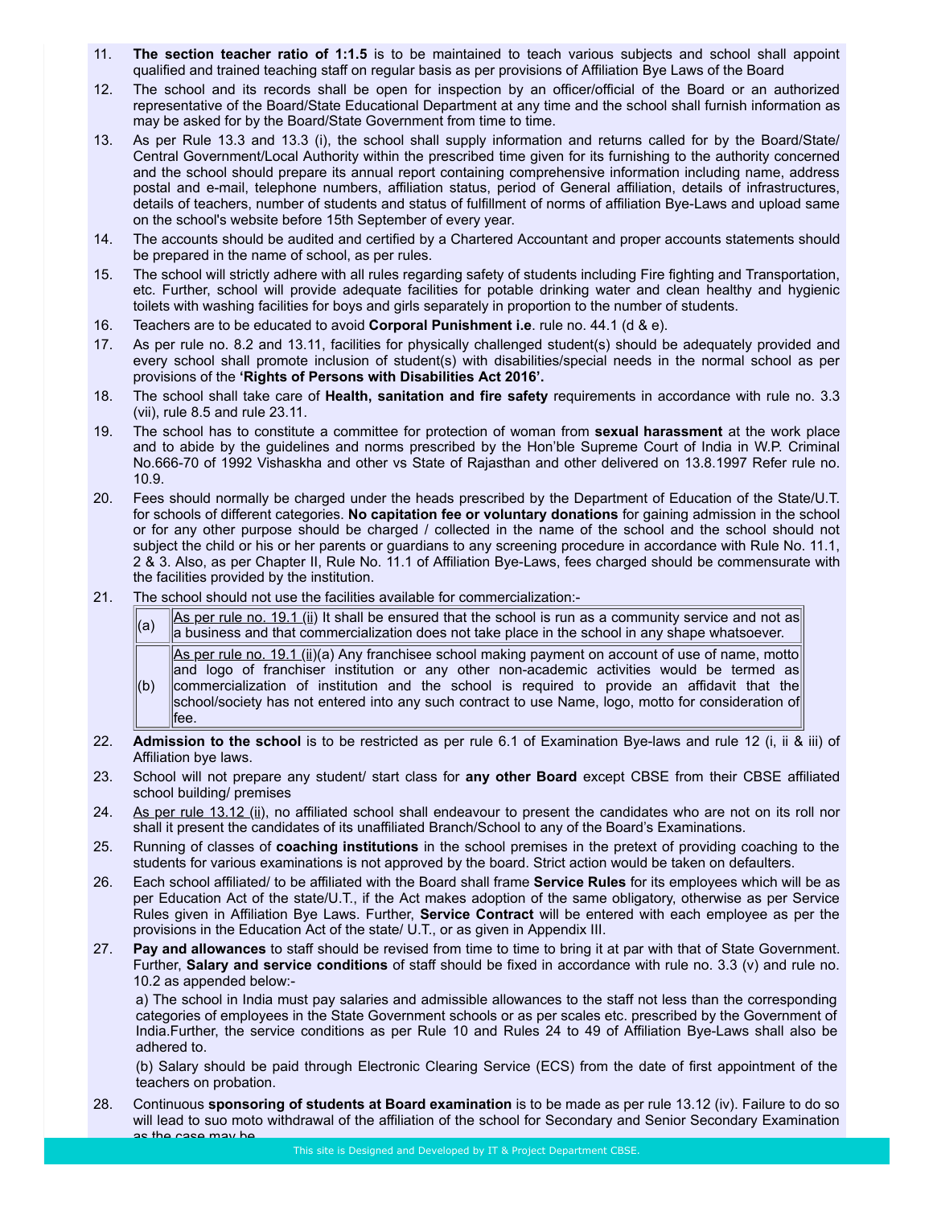11. **The section teacher ratio of 1:1.5** is to be maintained to teach various subjects and school shall appoint qualified and trained teaching staff on regular basis as per provisions of Affiliation Bye Laws of the Board
12. The school and its records shall be open for inspection by an officer/official of the Board or an authorized representative of the Board/State Educational Department at any time and the school shall furnish information as may be asked for by the Board/State Government from time to time.
13. As per Rule 13.3 and 13.3 (i), the school shall supply information and returns called for by the Board/State/ Central Government/Local Authority within the prescribed time given for its furnishing to the authority concerned and the school should prepare its annual report containing comprehensive information including name, address postal and e-mail, telephone numbers, affiliation status, period of General affiliation, details of infrastructures, details of teachers, number of students and status of fulfillment of norms of affiliation Bye-Laws and upload same on the school's website before 15th September of every year.
14. The accounts should be audited and certified by a Chartered Accountant and proper accounts statements should be prepared in the name of school, as per rules.
15. The school will strictly adhere with all rules regarding safety of students including Fire fighting and Transportation, etc. Further, school will provide adequate facilities for potable drinking water and clean healthy and hygienic toilets with washing facilities for boys and girls separately in proportion to the number of students.
16. Teachers are to be educated to avoid **Corporal Punishment i.e**. rule no. 44.1 (d & e).
17. As per rule no. 8.2 and 13.11, facilities for physically challenged student(s) should be adequately provided and every school shall promote inclusion of student(s) with disabilities/special needs in the normal school as per provisions of the **'Rights of Persons with Disabilities Act 2016'.**
18. The school shall take care of **Health, sanitation and fire safety** requirements in accordance with rule no. 3.3 (vii), rule 8.5 and rule 23.11.
19. The school has to constitute a committee for protection of woman from **sexual harassment** at the work place and to abide by the guidelines and norms prescribed by the Hon'ble Supreme Court of India in W.P. Criminal No.666-70 of 1992 Vishaskha and other vs State of Rajasthan and other delivered on 13.8.1997 Refer rule no. 10.9.
20. Fees should normally be charged under the heads prescribed by the Department of Education of the State/U.T. for schools of different categories. **No capitation fee or voluntary donations** for gaining admission in the school or for any other purpose should be charged / collected in the name of the school and the school should not subject the child or his or her parents or guardians to any screening procedure in accordance with Rule No. 11.1, 2 & 3. Also, as per Chapter II, Rule No. 11.1 of Affiliation Bye-Laws, fees charged should be commensurate with the facilities provided by the institution.
21. The school should not use the facilities available for commercialization:-

| | |
|---|---|
| (a) | As per rule no. 19.1 (ii) It shall be ensured that the school is run as a community service and not as a business and that commercialization does not take place in the school in any shape whatsoever. |
| (b) | As per rule no. 19.1 (ii)(a) Any franchisee school making payment on account of use of name, motto and logo of franchiser institution or any other non-academic activities would be termed as commercialization of institution and the school is required to provide an affidavit that the school/society has not entered into any such contract to use Name, logo, motto for consideration of fee. |

22. **Admission to the school** is to be restricted as per rule 6.1 of Examination Bye-laws and rule 12 (i, ii & iii) of Affiliation bye laws.
23. School will not prepare any student/ start class for **any other Board** except CBSE from their CBSE affiliated school building/ premises
24. As per rule 13.12 (ii), no affiliated school shall endeavour to present the candidates who are not on its roll nor shall it present the candidates of its unaffiliated Branch/School to any of the Board's Examinations.
25. Running of classes of **coaching institutions** in the school premises in the pretext of providing coaching to the students for various examinations is not approved by the board. Strict action would be taken on defaulters.
26. Each school affiliated/ to be affiliated with the Board shall frame **Service Rules** for its employees which will be as per Education Act of the state/U.T., if the Act makes adoption of the same obligatory, otherwise as per Service Rules given in Affiliation Bye Laws. Further, **Service Contract** will be entered with each employee as per the provisions in the Education Act of the state/ U.T., or as given in Appendix III.
27. **Pay and allowances** to staff should be revised from time to time to bring it at par with that of State Government. Further, **Salary and service conditions** of staff should be fixed in accordance with rule no. 3.3 (v) and rule no. 10.2 as appended below:-

    a) The school in India must pay salaries and admissible allowances to the staff not less than the corresponding categories of employees in the State Government schools or as per scales etc. prescribed by the Government of India.Further, the service conditions as per Rule 10 and Rules 24 to 49 of Affiliation Bye-Laws shall also be adhered to.

    (b) Salary should be paid through Electronic Clearing Service (ECS) from the date of first appointment of the teachers on probation.
28. Continuous **sponsoring of students at Board examination** is to be made as per rule 13.12 (iv). Failure to do so will lead to suo moto withdrawal of the affiliation of the school for Secondary and Senior Secondary Examination as the case may be.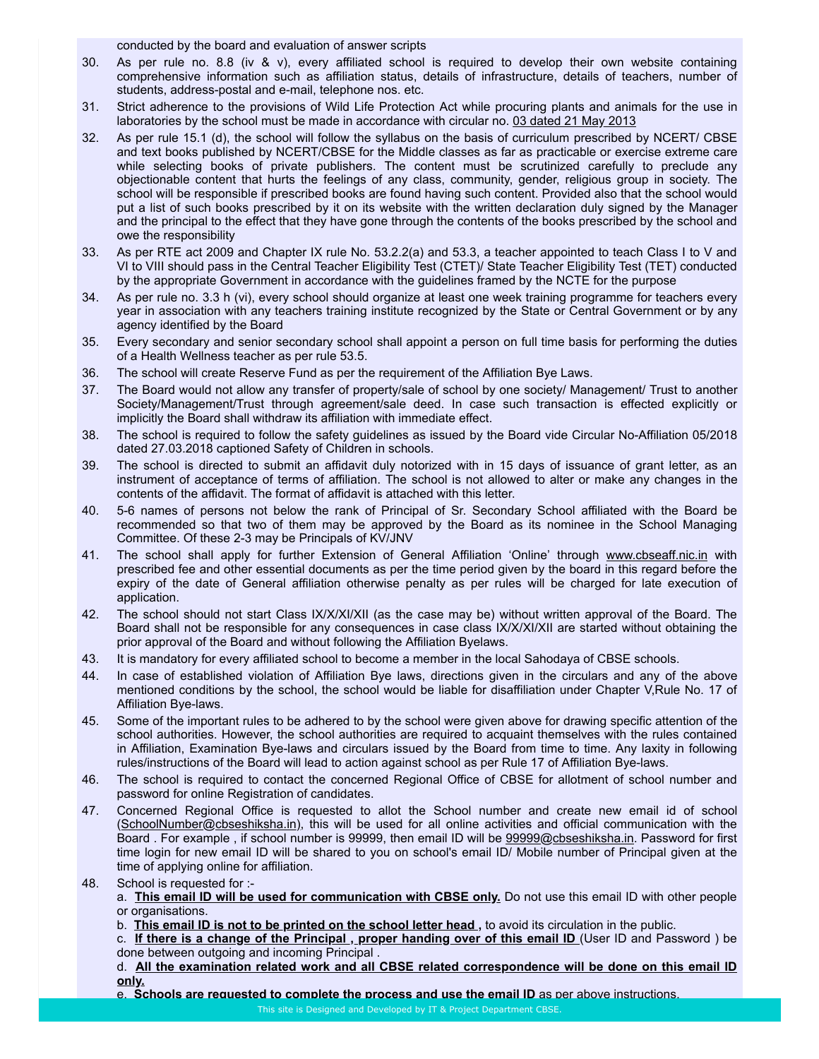conducted by the board and evaluation of answer scripts

30. As per rule no. 8.8 (iv & v), every affiliated school is required to develop their own website containing comprehensive information such as affiliation status, details of infrastructure, details of teachers, number of students, address-postal and e-mail, telephone nos. etc.
31. Strict adherence to the provisions of Wild Life Protection Act while procuring plants and animals for the use in laboratories by the school must be made in accordance with circular no. 03 dated 21 May 2013
32. As per rule 15.1 (d), the school will follow the syllabus on the basis of curriculum prescribed by NCERT/ CBSE and text books published by NCERT/CBSE for the Middle classes as far as practicable or exercise extreme care while selecting books of private publishers. The content must be scrutinized carefully to preclude any objectionable content that hurts the feelings of any class, community, gender, religious group in society. The school will be responsible if prescribed books are found having such content. Provided also that the school would put a list of such books prescribed by it on its website with the written declaration duly signed by the Manager and the principal to the effect that they have gone through the contents of the books prescribed by the school and owe the responsibility
33. As per RTE act 2009 and Chapter IX rule No. 53.2.2(a) and 53.3, a teacher appointed to teach Class I to V and VI to VIII should pass in the Central Teacher Eligibility Test (CTET)/ State Teacher Eligibility Test (TET) conducted by the appropriate Government in accordance with the guidelines framed by the NCTE for the purpose
34. As per rule no. 3.3 h (vi), every school should organize at least one week training programme for teachers every year in association with any teachers training institute recognized by the State or Central Government or by any agency identified by the Board
35. Every secondary and senior secondary school shall appoint a person on full time basis for performing the duties of a Health Wellness teacher as per rule 53.5.
36. The school will create Reserve Fund as per the requirement of the Affiliation Bye Laws.
37. The Board would not allow any transfer of property/sale of school by one society/ Management/ Trust to another Society/Management/Trust through agreement/sale deed. In case such transaction is effected explicitly or implicitly the Board shall withdraw its affiliation with immediate effect.
38. The school is required to follow the safety guidelines as issued by the Board vide Circular No-Affiliation 05/2018 dated 27.03.2018 captioned Safety of Children in schools.
39. The school is directed to submit an affidavit duly notorized with in 15 days of issuance of grant letter, as an instrument of acceptance of terms of affiliation. The school is not allowed to alter or make any changes in the contents of the affidavit. The format of affidavit is attached with this letter.
40. 5-6 names of persons not below the rank of Principal of Sr. Secondary School affiliated with the Board be recommended so that two of them may be approved by the Board as its nominee in the School Managing Committee. Of these 2-3 may be Principals of KV/JNV
41. The school shall apply for further Extension of General Affiliation 'Online' through www.cbseaff.nic.in with prescribed fee and other essential documents as per the time period given by the board in this regard before the expiry of the date of General affiliation otherwise penalty as per rules will be charged for late execution of application.
42. The school should not start Class IX/X/XI/XII (as the case may be) without written approval of the Board. The Board shall not be responsible for any consequences in case class IX/X/XI/XII are started without obtaining the prior approval of the Board and without following the Affiliation Byelaws.
43. It is mandatory for every affiliated school to become a member in the local Sahodaya of CBSE schools.
44. In case of established violation of Affiliation Bye laws, directions given in the circulars and any of the above mentioned conditions by the school, the school would be liable for disaffiliation under Chapter V,Rule No. 17 of Affiliation Bye-laws.
45. Some of the important rules to be adhered to by the school were given above for drawing specific attention of the school authorities. However, the school authorities are required to acquaint themselves with the rules contained in Affiliation, Examination Bye-laws and circulars issued by the Board from time to time. Any laxity in following rules/instructions of the Board will lead to action against school as per Rule 17 of Affiliation Bye-laws.
46. The school is required to contact the concerned Regional Office of CBSE for allotment of school number and password for online Registration of candidates.
47. Concerned Regional Office is requested to allot the School number and create new email id of school (SchoolNumber@cbseshiksha.in), this will be used for all online activities and official communication with the Board . For example , if school number is 99999, then email ID will be 99999@cbseshiksha.in. Password for first time login for new email ID will be shared to you on school's email ID/ Mobile number of Principal given at the time of applying online for affiliation.
48. School is requested for :-

    a. **This email ID will be used for communication with CBSE only.** Do not use this email ID with other people or organisations.

    b. **This email ID is not to be printed on the school letter head ,** to avoid its circulation in the public.

    c. **If there is a change of the Principal , proper handing over of this email ID** (User ID and Password ) be done between outgoing and incoming Principal .

    d. **All the examination related work and all CBSE related correspondence will be done on this email ID only.**

    e. **Schools are requested to complete the process and use the email ID** as per above instructions.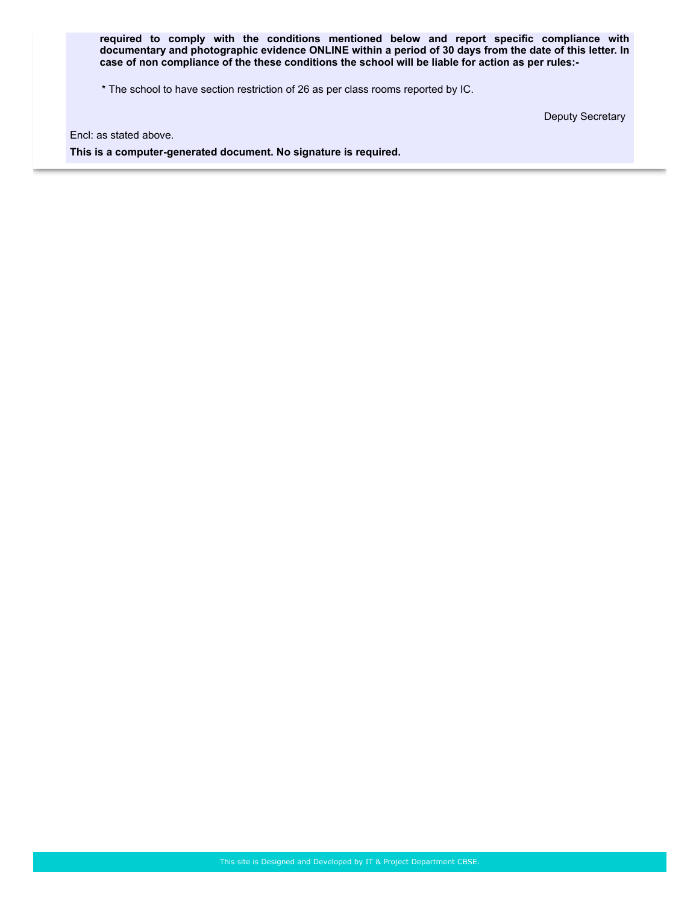**required to comply with the conditions mentioned below and report specific compliance with documentary and photographic evidence ONLINE within a period of 30 days from the date of this letter. In case of non compliance of the these conditions the school will be liable for action as per rules:-**

* The school to have section restriction of 26 as per class rooms reported by IC.

Deputy Secretary

Encl: as stated above.

**This is a computer-generated document. No signature is required.**